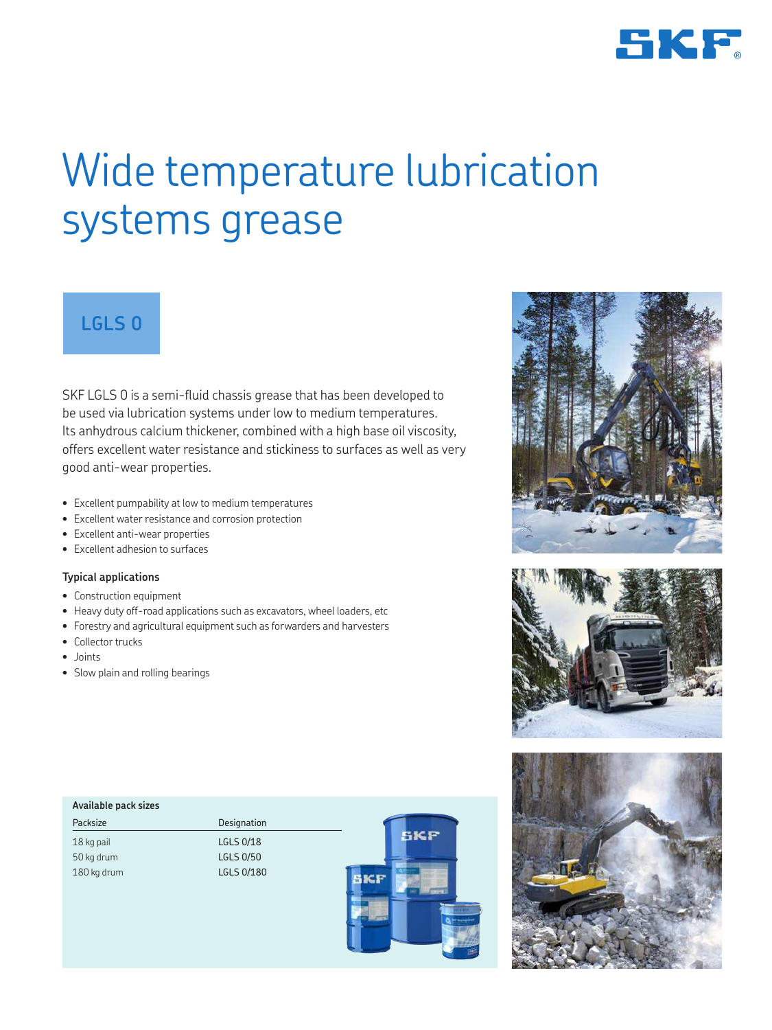# Wide temperature lubrication systems grease

## LGLS 0

SKF LGLS 0 is a semi-fluid chassis grease that has been developed to be used via lubrication systems under low to medium temperatures. Its anhydrous calcium thickener, combined with a high base oil viscosity, offers excellent water resistance and stickiness to surfaces as well as very good anti-wear properties.

- Excellent pumpability at low to medium temperatures
- Excellent water resistance and corrosion protection
- Excellent anti-wear properties
- Excellent adhesion to surfaces

### Typical applications

- Construction equipment
- Heavy duty off-road applications such as excavators, wheel loaders, etc
- Forestry and agricultural equipment such as forwarders and harvesters
- Collector trucks
- Joints
- Slow plain and rolling bearings

**Available pack sizes**

| Packsize | Designation |
| --- | --- |
| 18 kg pail | LGLS 0/18 |
| 50 kg drum | LGLS 0/50 |
| 180 kg drum | LGLS 0/180 |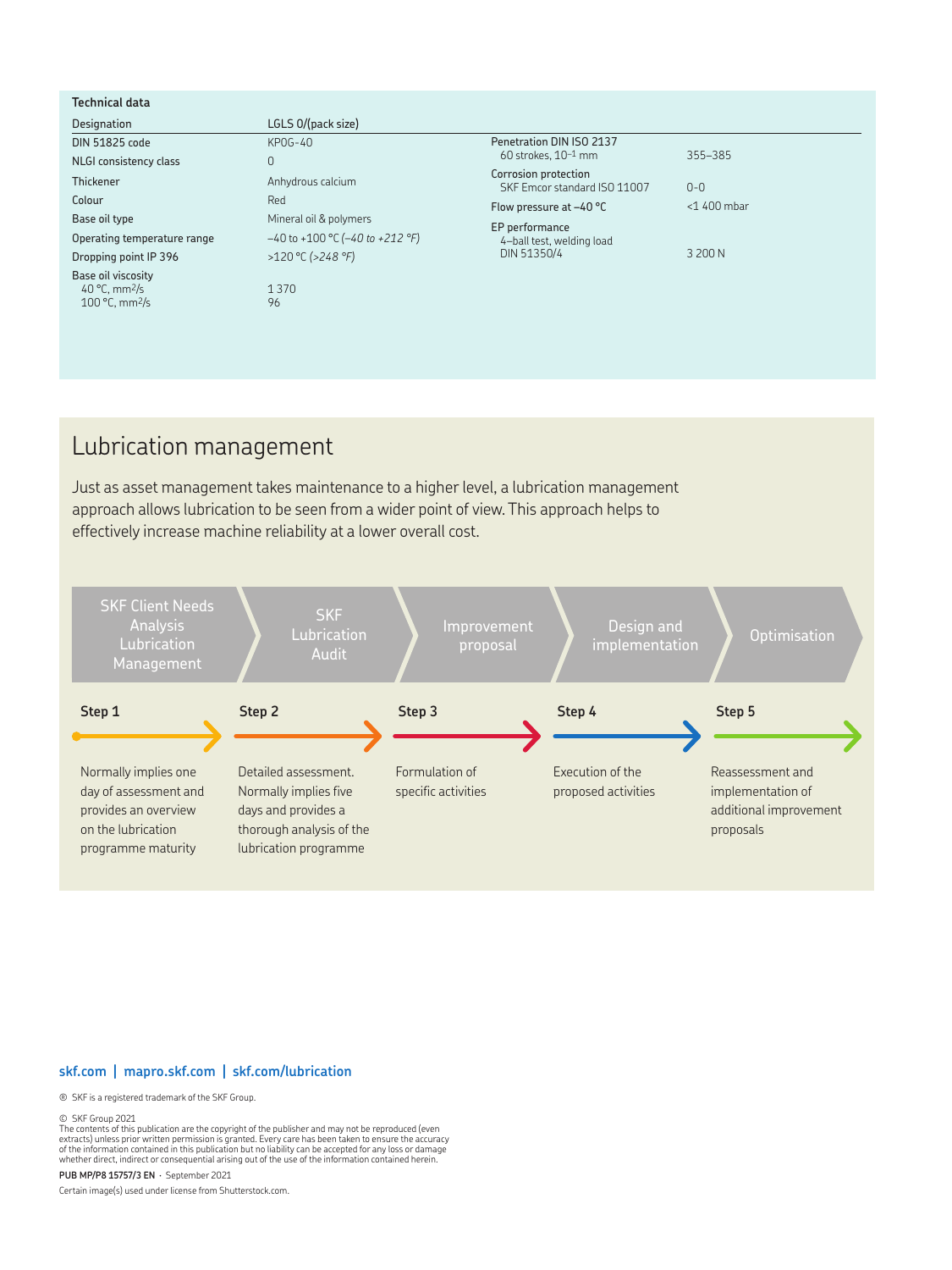## Technical data

| Designation | LGLS 0/(pack size) | | |
|---|---|---|---|
| DIN 51825 code | KP0G-40 | Penetration DIN ISO 2137<br>60 strokes, $10^{-1}$ mm | 355–385 |
| NLGI consistency class | 0 | Corrosion protection<br>SKF Emcor standard ISO 11007 | 0–0 |
| Thickener | Anhydrous calcium | Flow pressure at –40 °C | <1 400 mbar |
| Colour | Red | EP performance<br>4–ball test, welding load<br>DIN 51350/4 | 3 200 N |
| Base oil type | Mineral oil & polymers | | |
| Operating temperature range | –40 to +100 °C (*–40 to +212 °F*) | | |
| Dropping point IP 396 | >120 °C (*>248 °F*) | | |
| Base oil viscosity<br>40 °C, mm²/s<br>100 °C, mm²/s | <br>1 370<br>96 | | |

# Lubrication management

Just as asset management takes maintenance to a higher level, a lubrication management approach allows lubrication to be seen from a wider point of view. This approach helps to effectively increase machine reliability at a lower overall cost.

SKF Client Needs Analysis Lubrication Management

SKF Lubrication Audit

Improvement proposal

Design and implementation

Optimisation

**Step 1**

Normally implies one day of assessment and provides an overview on the lubrication programme maturity

**Step 2**

Detailed assessment. Normally implies five days and provides a thorough analysis of the lubrication programme

**Step 3**

Formulation of specific activities

**Step 4**

Execution of the proposed activities

**Step 5**

Reassessment and implementation of additional improvement proposals

**skf.com | mapro.skf.com | skf.com/lubrication**

® SKF is a registered trademark of the SKF Group.

© SKF Group 2021
The contents of this publication are the copyright of the publisher and may not be reproduced (even extracts) unless prior written permission is granted. Every care has been taken to ensure the accuracy of the information contained in this publication but no liability can be accepted for any loss or damage whether direct, indirect or consequential arising out of the use of the information contained herein.

**PUB MP/P8 15757/3 EN** · September 2021

Certain image(s) used under license from Shutterstock.com.